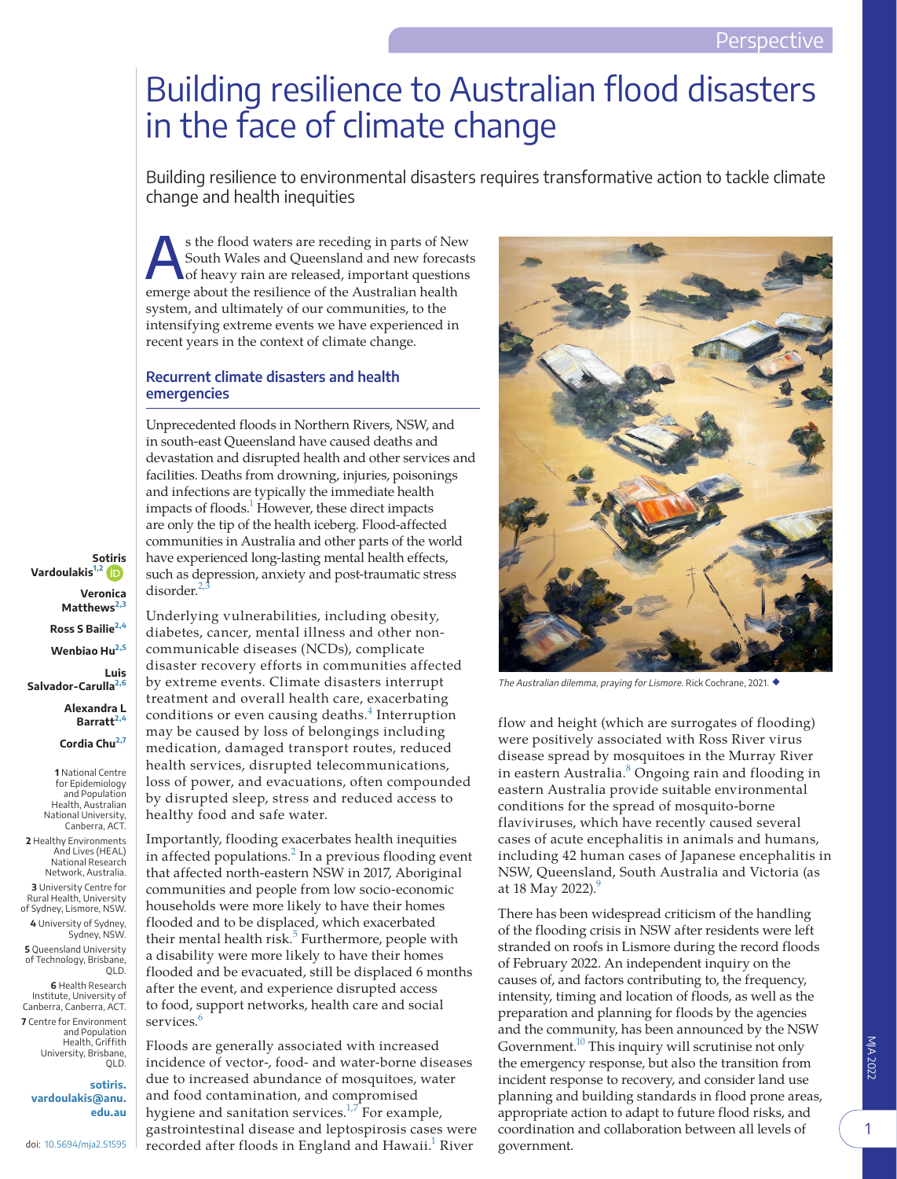# Building resilience to Australian flood disasters in the face of climate change

Building resilience to environmental disasters requires transformative action to tackle climate change and health inequities

Sotiris Vardoulakis[1,2], Veronica Matthews[2,3], Ross S Bailie[2,4], Wenbiao Hu[2,5], Luis Salvador-Carulla[2,6], Alexandra L Barratt[2,4], Cordia Chu[2,7]

1 National Centre for Epidemiology and Population Health, Australian National University, Canberra, ACT.
2 Healthy Environments And Lives (HEAL) National Research Network, Australia.
3 University Centre for Rural Health, University of Sydney, Lismore, NSW.
4 University of Sydney, Sydney, NSW.
5 Queensland University of Technology, Brisbane, QLD.
6 Health Research Institute, University of Canberra, Canberra, ACT.
7 Centre for Environment and Population Health, Griffith University, Brisbane, QLD.

sotiris.vardoulakis@anu.edu.au

doi: 10.5694/mja2.51595

As the flood waters are receding in parts of New South Wales and Queensland and new forecasts of heavy rain are released, important questions emerge about the resilience of the Australian health system, and ultimately of our communities, to the intensifying extreme events we have experienced in recent years in the context of climate change.

## Recurrent climate disasters and health emergencies

Unprecedented floods in Northern Rivers, NSW, and in south-east Queensland have caused deaths and devastation and disrupted health and other services and facilities. Deaths from drowning, injuries, poisonings and infections are typically the immediate health impacts of floods.[1] However, these direct impacts are only the tip of the health iceberg. Flood-affected communities in Australia and other parts of the world have experienced long-lasting mental health effects, such as depression, anxiety and post-traumatic stress disorder.[2,3]

Underlying vulnerabilities, including obesity, diabetes, cancer, mental illness and other non-communicable diseases (NCDs), complicate disaster recovery efforts in communities affected by extreme events. Climate disasters interrupt treatment and overall health care, exacerbating conditions or even causing deaths.[4] Interruption may be caused by loss of belongings including medication, damaged transport routes, reduced health services, disrupted telecommunications, loss of power, and evacuations, often compounded by disrupted sleep, stress and reduced access to healthy food and safe water.

Importantly, flooding exacerbates health inequities in affected populations.[2] In a previous flooding event that affected north-eastern NSW in 2017, Aboriginal communities and people from low socio-economic households were more likely to have their homes flooded and to be displaced, which exacerbated their mental health risk.[5] Furthermore, people with a disability were more likely to have their homes flooded and be evacuated, still be displaced 6 months after the event, and experience disrupted access to food, support networks, health care and social services.[6]

Floods are generally associated with increased incidence of vector-, food- and water-borne diseases due to increased abundance of mosquitoes, water and food contamination, and compromised hygiene and sanitation services.[1,7] For example, gastrointestinal disease and leptospirosis cases were recorded after floods in England and Hawaii.[1] River flow and height (which are surrogates of flooding) were positively associated with Ross River virus disease spread by mosquitoes in the Murray River in eastern Australia.[8] Ongoing rain and flooding in eastern Australia provide suitable environmental conditions for the spread of mosquito-borne flaviviruses, which have recently caused several cases of acute encephalitis in animals and humans, including 42 human cases of Japanese encephalitis in NSW, Queensland, South Australia and Victoria (as at 18 May 2022).[9]

*The Australian dilemma, praying for Lismore.* Rick Cochrane, 2021.

There has been widespread criticism of the handling of the flooding crisis in NSW after residents were left stranded on roofs in Lismore during the record floods of February 2022. An independent inquiry on the causes of, and factors contributing to, the frequency, intensity, timing and location of floods, as well as the preparation and planning for floods by the agencies and the community, has been announced by the NSW Government.[10] This inquiry will scrutinise not only the emergency response, but also the transition from incident response to recovery, and consider land use planning and building standards in flood prone areas, appropriate action to adapt to future flood risks, and coordination and collaboration between all levels of government.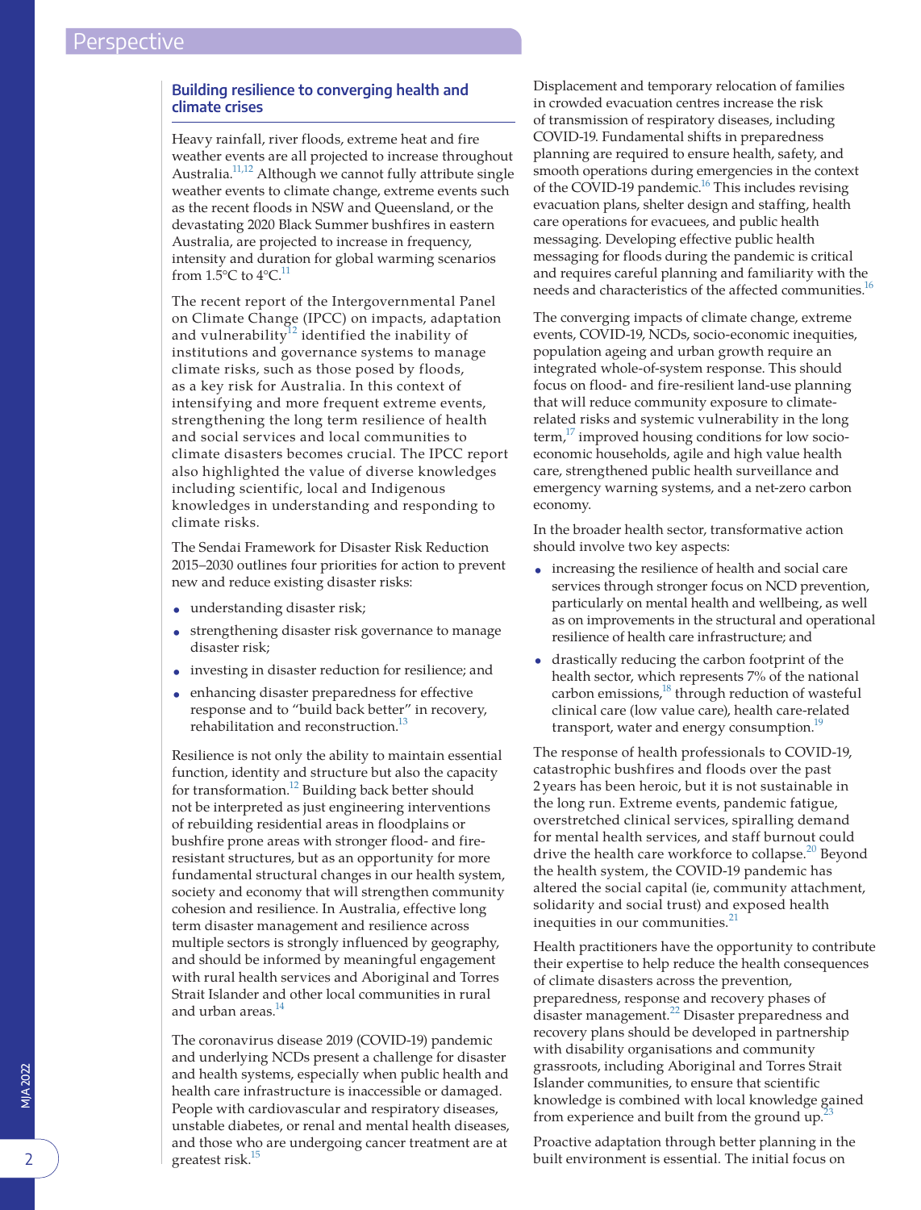## Building resilience to converging health and climate crises

Heavy rainfall, river floods, extreme heat and fire weather events are all projected to increase throughout Australia.[11,12] Although we cannot fully attribute single weather events to climate change, extreme events such as the recent floods in NSW and Queensland, or the devastating 2020 Black Summer bushfires in eastern Australia, are projected to increase in frequency, intensity and duration for global warming scenarios from 1.5°C to 4°C.[11]

The recent report of the Intergovernmental Panel on Climate Change (IPCC) on impacts, adaptation and vulnerability[12] identified the inability of institutions and governance systems to manage climate risks, such as those posed by floods, as a key risk for Australia. In this context of intensifying and more frequent extreme events, strengthening the long term resilience of health and social services and local communities to climate disasters becomes crucial. The IPCC report also highlighted the value of diverse knowledges including scientific, local and Indigenous knowledges in understanding and responding to climate risks.

The Sendai Framework for Disaster Risk Reduction 2015–2030 outlines four priorities for action to prevent new and reduce existing disaster risks:

- understanding disaster risk;
- strengthening disaster risk governance to manage disaster risk;
- investing in disaster reduction for resilience; and
- enhancing disaster preparedness for effective response and to "build back better" in recovery, rehabilitation and reconstruction.[13]

Resilience is not only the ability to maintain essential function, identity and structure but also the capacity for transformation.[12] Building back better should not be interpreted as just engineering interventions of rebuilding residential areas in floodplains or bushfire prone areas with stronger flood- and fire-resistant structures, but as an opportunity for more fundamental structural changes in our health system, society and economy that will strengthen community cohesion and resilience. In Australia, effective long term disaster management and resilience across multiple sectors is strongly influenced by geography, and should be informed by meaningful engagement with rural health services and Aboriginal and Torres Strait Islander and other local communities in rural and urban areas.[14]

The coronavirus disease 2019 (COVID-19) pandemic and underlying NCDs present a challenge for disaster and health systems, especially when public health and health care infrastructure is inaccessible or damaged. People with cardiovascular and respiratory diseases, unstable diabetes, or renal and mental health diseases, and those who are undergoing cancer treatment are at greatest risk.[15] Displacement and temporary relocation of families in crowded evacuation centres increase the risk of transmission of respiratory diseases, including COVID-19. Fundamental shifts in preparedness planning are required to ensure health, safety, and smooth operations during emergencies in the context of the COVID-19 pandemic.[16] This includes revising evacuation plans, shelter design and staffing, health care operations for evacuees, and public health messaging. Developing effective public health messaging for floods during the pandemic is critical and requires careful planning and familiarity with the needs and characteristics of the affected communities.[16]

The converging impacts of climate change, extreme events, COVID-19, NCDs, socio-economic inequities, population ageing and urban growth require an integrated whole-of-system response. This should focus on flood- and fire-resilient land-use planning that will reduce community exposure to climate-related risks and systemic vulnerability in the long term,[17] improved housing conditions for low socio-economic households, agile and high value health care, strengthened public health surveillance and emergency warning systems, and a net-zero carbon economy.

In the broader health sector, transformative action should involve two key aspects:

- increasing the resilience of health and social care services through stronger focus on NCD prevention, particularly on mental health and wellbeing, as well as on improvements in the structural and operational resilience of health care infrastructure; and
- drastically reducing the carbon footprint of the health sector, which represents 7% of the national carbon emissions,[18] through reduction of wasteful clinical care (low value care), health care-related transport, water and energy consumption.[19]

The response of health professionals to COVID-19, catastrophic bushfires and floods over the past 2 years has been heroic, but it is not sustainable in the long run. Extreme events, pandemic fatigue, overstretched clinical services, spiralling demand for mental health services, and staff burnout could drive the health care workforce to collapse.[20] Beyond the health system, the COVID-19 pandemic has altered the social capital (ie, community attachment, solidarity and social trust) and exposed health inequities in our communities.[21]

Health practitioners have the opportunity to contribute their expertise to help reduce the health consequences of climate disasters across the prevention, preparedness, response and recovery phases of disaster management.[22] Disaster preparedness and recovery plans should be developed in partnership with disability organisations and community grassroots, including Aboriginal and Torres Strait Islander communities, to ensure that scientific knowledge is combined with local knowledge gained from experience and built from the ground up.[23]

Proactive adaptation through better planning in the built environment is essential. The initial focus on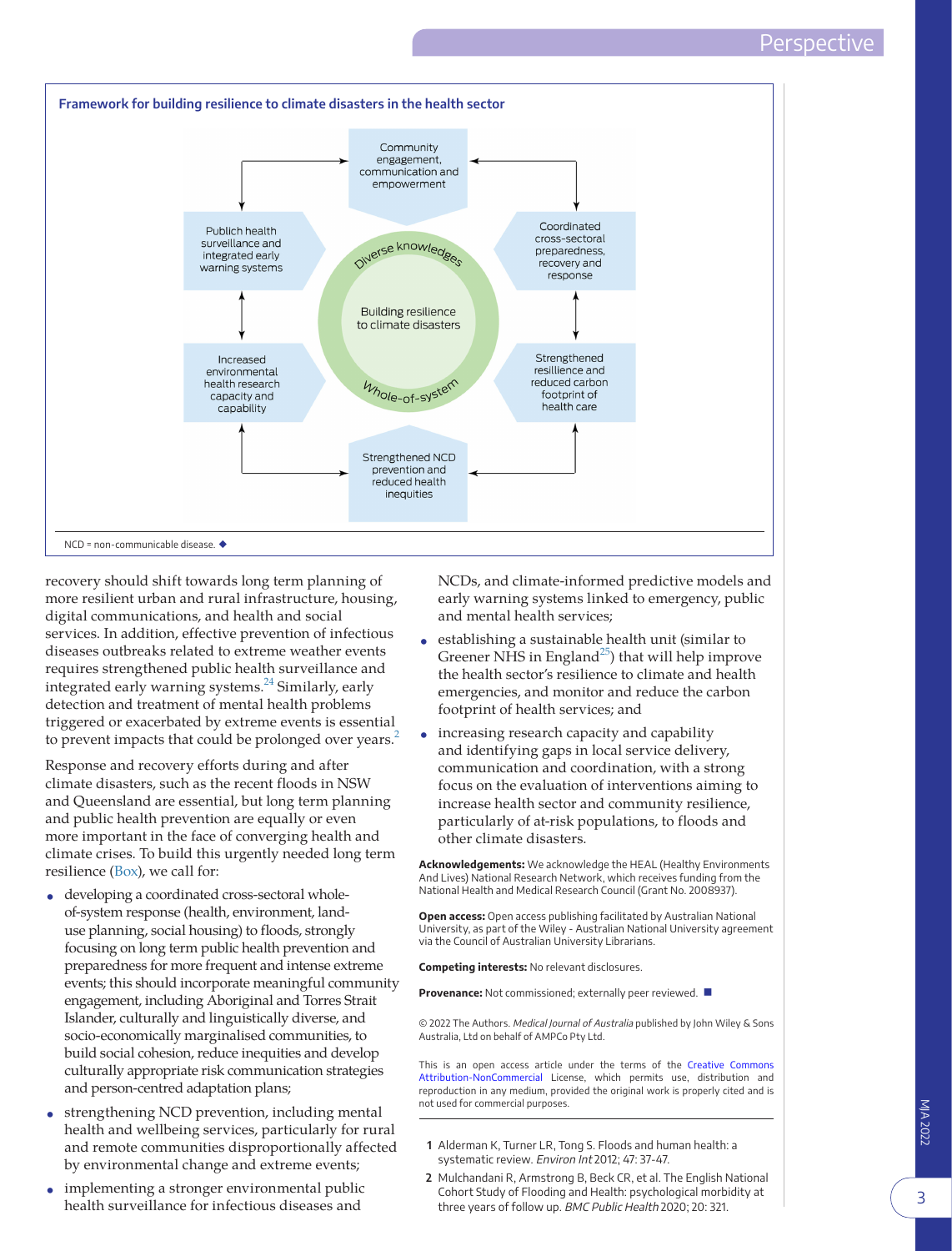**Framework for building resilience to climate disasters in the health sector**

Community engagement, communication and empowerment

Publich health surveillance and integrated early warning systems

Coordinated cross-sectoral preparedness, recovery and response

Diverse knowledges

Building resilience to climate disasters

Whole-of-system

Increased environmental health research capacity and capability

Strengthened resillience and reduced carbon footprint of health care

Strengthened NCD prevention and reduced health inequities

NCD = non-communicable disease. ◆

recovery should shift towards long term planning of more resilient urban and rural infrastructure, housing, digital communications, and health and social services. In addition, effective prevention of infectious diseases outbreaks related to extreme weather events requires strengthened public health surveillance and integrated early warning systems.[24] Similarly, early detection and treatment of mental health problems triggered or exacerbated by extreme events is essential to prevent impacts that could be prolonged over years.[2]

Response and recovery efforts during and after climate disasters, such as the recent floods in NSW and Queensland are essential, but long term planning and public health prevention are equally or even more important in the face of converging health and climate crises. To build this urgently needed long term resilience (Box), we call for:

- developing a coordinated cross-sectoral whole-of-system response (health, environment, land-use planning, social housing) to floods, strongly focusing on long term public health prevention and preparedness for more frequent and intense extreme events; this should incorporate meaningful community engagement, including Aboriginal and Torres Strait Islander, culturally and linguistically diverse, and socio-economically marginalised communities, to build social cohesion, reduce inequities and develop culturally appropriate risk communication strategies and person-centred adaptation plans;
- strengthening NCD prevention, including mental health and wellbeing services, particularly for rural and remote communities disproportionally affected by environmental change and extreme events;
- implementing a stronger environmental public health surveillance for infectious diseases and NCDs, and climate-informed predictive models and early warning systems linked to emergency, public and mental health services;
- establishing a sustainable health unit (similar to Greener NHS in England[25]) that will help improve the health sector's resilience to climate and health emergencies, and monitor and reduce the carbon footprint of health services; and
- increasing research capacity and capability and identifying gaps in local service delivery, communication and coordination, with a strong focus on the evaluation of interventions aiming to increase health sector and community resilience, particularly of at-risk populations, to floods and other climate disasters.

**Acknowledgements:** We acknowledge the HEAL (Healthy Environments And Lives) National Research Network, which receives funding from the National Health and Medical Research Council (Grant No. 2008937).

**Open access:** Open access publishing facilitated by Australian National University, as part of the Wiley - Australian National University agreement via the Council of Australian University Librarians.

**Competing interests:** No relevant disclosures.

**Provenance:** Not commissioned; externally peer reviewed. ■

© 2022 The Authors. *Medical Journal of Australia* published by John Wiley & Sons Australia, Ltd on behalf of AMPCo Pty Ltd.

This is an open access article under the terms of the Creative Commons Attribution-NonCommercial License, which permits use, distribution and reproduction in any medium, provided the original work is properly cited and is not used for commercial purposes.

1 Alderman K, Turner LR, Tong S. Floods and human health: a systematic review. *Environ Int* 2012; 47: 37-47.

2 Mulchandani R, Armstrong B, Beck CR, et al. The English National Cohort Study of Flooding and Health: psychological morbidity at three years of follow up. *BMC Public Health* 2020; 20: 321.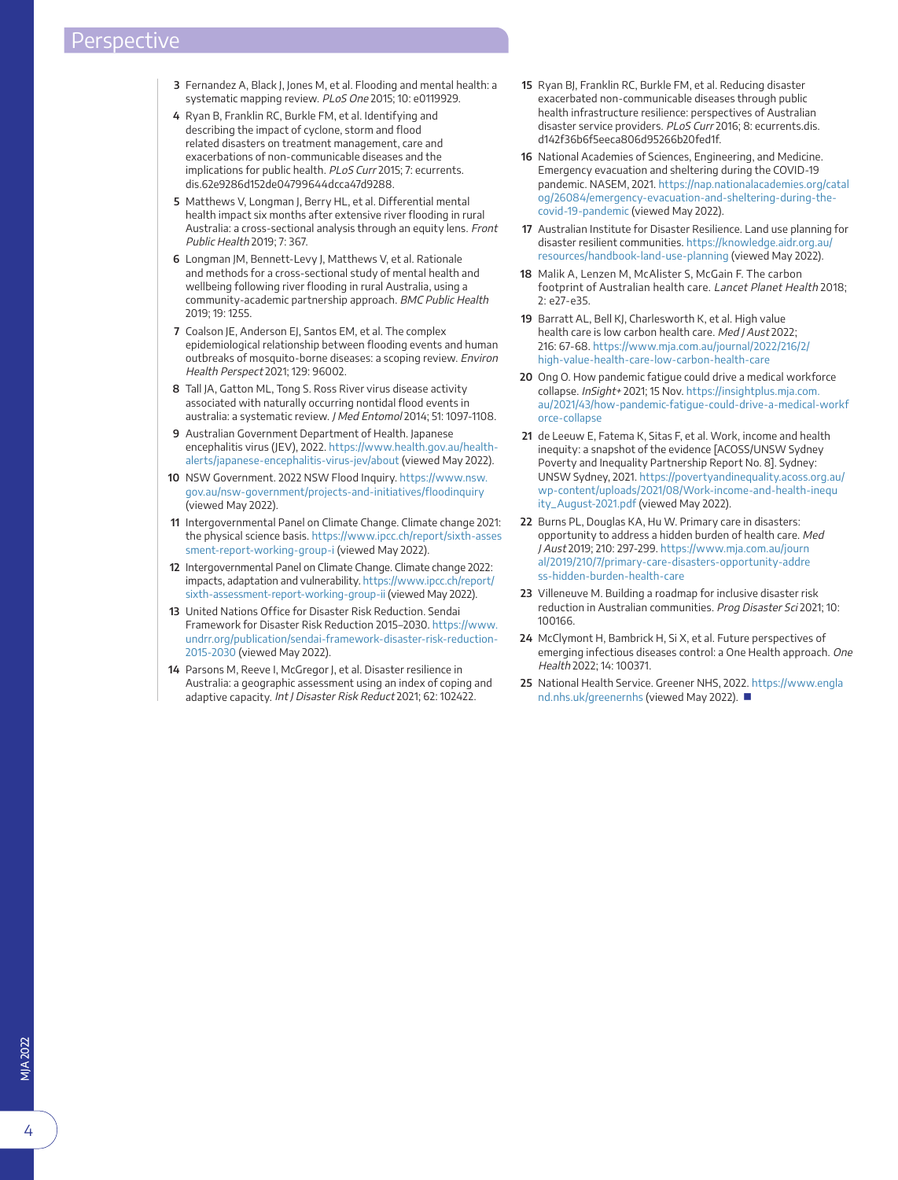3 Fernandez A, Black J, Jones M, et al. Flooding and mental health: a systematic mapping review. *PLoS One* 2015; 10: e0119929.

4 Ryan B, Franklin RC, Burkle FM, et al. Identifying and describing the impact of cyclone, storm and flood related disasters on treatment management, care and exacerbations of non-communicable diseases and the implications for public health. *PLoS Curr* 2015; 7: ecurrents.dis.62e9286d152de04799644dcca47d9288.

5 Matthews V, Longman J, Berry HL, et al. Differential mental health impact six months after extensive river flooding in rural Australia: a cross-sectional analysis through an equity lens. *Front Public Health* 2019; 7: 367.

6 Longman JM, Bennett-Levy J, Matthews V, et al. Rationale and methods for a cross-sectional study of mental health and wellbeing following river flooding in rural Australia, using a community-academic partnership approach. *BMC Public Health* 2019; 19: 1255.

7 Coalson JE, Anderson EJ, Santos EM, et al. The complex epidemiological relationship between flooding events and human outbreaks of mosquito-borne diseases: a scoping review. *Environ Health Perspect* 2021; 129: 96002.

8 Tall JA, Gatton ML, Tong S. Ross River virus disease activity associated with naturally occurring nontidal flood events in australia: a systematic review. *J Med Entomol* 2014; 51: 1097-1108.

9 Australian Government Department of Health. Japanese encephalitis virus (JEV), 2022. https://www.health.gov.au/health-alerts/japanese-encephalitis-virus-jev/about (viewed May 2022).

10 NSW Government. 2022 NSW Flood Inquiry. https://www.nsw.gov.au/nsw-government/projects-and-initiatives/floodinquiry (viewed May 2022).

11 Intergovernmental Panel on Climate Change. Climate change 2021: the physical science basis. https://www.ipcc.ch/report/sixth-assessment-report-working-group-i (viewed May 2022).

12 Intergovernmental Panel on Climate Change. Climate change 2022: impacts, adaptation and vulnerability. https://www.ipcc.ch/report/sixth-assessment-report-working-group-ii (viewed May 2022).

13 United Nations Office for Disaster Risk Reduction. Sendai Framework for Disaster Risk Reduction 2015–2030. https://www.undrr.org/publication/sendai-framework-disaster-risk-reduction-2015-2030 (viewed May 2022).

14 Parsons M, Reeve I, McGregor J, et al. Disaster resilience in Australia: a geographic assessment using an index of coping and adaptive capacity. *Int J Disaster Risk Reduct* 2021; 62: 102422.

15 Ryan BJ, Franklin RC, Burkle FM, et al. Reducing disaster exacerbated non-communicable diseases through public health infrastructure resilience: perspectives of Australian disaster service providers. *PLoS Curr* 2016; 8: ecurrents.dis.d142f36b6f5eeca806d95266b20fed1f.

16 National Academies of Sciences, Engineering, and Medicine. Emergency evacuation and sheltering during the COVID-19 pandemic. NASEM, 2021. https://nap.nationalacademies.org/catalog/26084/emergency-evacuation-and-sheltering-during-the-covid-19-pandemic (viewed May 2022).

17 Australian Institute for Disaster Resilience. Land use planning for disaster resilient communities. https://knowledge.aidr.org.au/resources/handbook-land-use-planning (viewed May 2022).

18 Malik A, Lenzen M, McAlister S, McGain F. The carbon footprint of Australian health care. *Lancet Planet Health* 2018; 2: e27-e35.

19 Barratt AL, Bell KJ, Charlesworth K, et al. High value health care is low carbon health care. *Med J Aust* 2022; 216: 67-68. https://www.mja.com.au/journal/2022/216/2/high-value-health-care-low-carbon-health-care

20 Ong O. How pandemic fatigue could drive a medical workforce collapse. *InSight+* 2021; 15 Nov. https://insightplus.mja.com.au/2021/43/how-pandemic-fatigue-could-drive-a-medical-workforce-collapse

21 de Leeuw E, Fatema K, Sitas F, et al. Work, income and health inequity: a snapshot of the evidence [ACOSS/UNSW Sydney Poverty and Inequality Partnership Report No. 8]. Sydney: UNSW Sydney, 2021. https://povertyandinequality.acoss.org.au/wp-content/uploads/2021/08/Work-income-and-health-inequity_August-2021.pdf (viewed May 2022).

22 Burns PL, Douglas KA, Hu W. Primary care in disasters: opportunity to address a hidden burden of health care. *Med J Aust* 2019; 210: 297-299. https://www.mja.com.au/journal/2019/210/7/primary-care-disasters-opportunity-address-hidden-burden-health-care

23 Villeneuve M. Building a roadmap for inclusive disaster risk reduction in Australian communities. *Prog Disaster Sci* 2021; 10: 100166.

24 McClymont H, Bambrick H, Si X, et al. Future perspectives of emerging infectious diseases control: a One Health approach. *One Health* 2022; 14: 100371.

25 National Health Service. Greener NHS, 2022. https://www.england.nhs.uk/greenernhs (viewed May 2022). ■